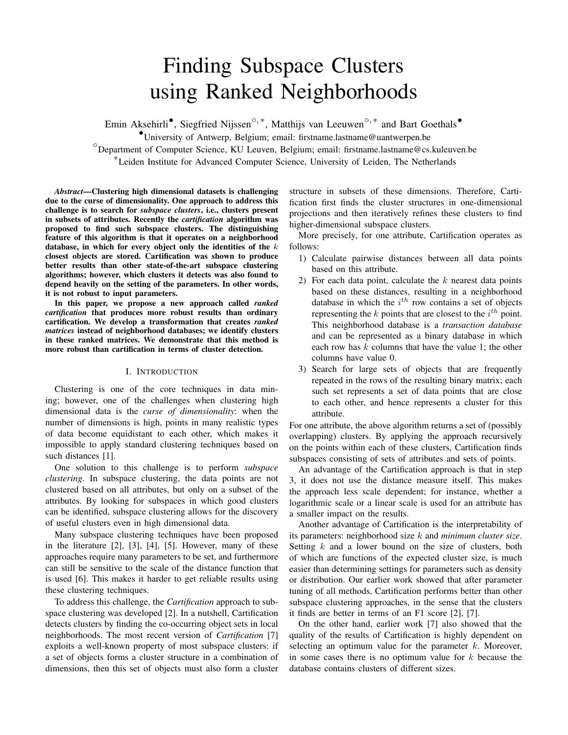# Finding Subspace Clusters using Ranked Neighborhoods

Emin Aksehirli[•], Siegfried Nijssen[○,*], Matthijs van Leeuwen[○,*] and Bart Goethals[•]

[•]University of Antwerp, Belgium; email: firstname.lastname@uantwerpen.be

[○]Department of Computer Science, KU Leuven, Belgium; email: firstname.lastname@cs.kuleuven.be

[*]Leiden Institute for Advanced Computer Science, University of Leiden, The Netherlands

***Abstract*—Clustering high dimensional datasets is challenging due to the curse of dimensionality. One approach to address this challenge is to search for *subspace clusters*, i.e., clusters present in subsets of attributes. Recently the *cartification* algorithm was proposed to find such subspace clusters. The distinguishing feature of this algorithm is that it operates on a neighborhood database, in which for every object only the identities of the $k$ closest objects are stored. Cartification was shown to produce better results than other state-of-the-art subspace clustering algorithms; however, which clusters it detects was also found to depend heavily on the setting of the parameters. In other words, it is not robust to input parameters.**

**In this paper, we propose a new approach called *ranked cartification* that produces more robust results than ordinary cartification. We develop a transformation that creates *ranked matrices* instead of neighborhood databases; we identify clusters in these ranked matrices. We demonstrate that this method is more robust than cartification in terms of cluster detection.**

## I. Introduction

Clustering is one of the core techniques in data mining; however, one of the challenges when clustering high dimensional data is the *curse of dimensionality*: when the number of dimensions is high, points in many realistic types of data become equidistant to each other, which makes it impossible to apply standard clustering techniques based on such distances [1].

One solution to this challenge is to perform *subspace clustering*. In subspace clustering, the data points are not clustered based on all attributes, but only on a subset of the attributes. By looking for subspaces in which good clusters can be identified, subspace clustering allows for the discovery of useful clusters even in high dimensional data.

Many subspace clustering techniques have been proposed in the literature [2], [3], [4], [5]. However, many of these approaches require many parameters to be set, and furthermore can still be sensitive to the scale of the distance function that is used [6]. This makes it harder to get reliable results using these clustering techniques.

To address this challenge, the *Cartification* approach to subspace clustering was developed [2]. In a nutshell, Cartification detects clusters by finding the co-occurring object sets in local neighborhoods. The most recent version of *Cartification* [7] exploits a well-known property of most subspace clusters: if a set of objects forms a cluster structure in a combination of dimensions, then this set of objects must also form a cluster structure in subsets of these dimensions. Therefore, Cartification first finds the cluster structures in one-dimensional projections and then iteratively refines these clusters to find higher-dimensional subspace clusters.

More precisely, for one attribute, Cartification operates as follows:

1) Calculate pairwise distances between all data points based on this attribute.
2) For each data point, calculate the $k$ nearest data points based on these distances, resulting in a neighborhood database in which the $i^{th}$ row contains a set of objects representing the $k$ points that are closest to the $i^{th}$ point. This neighborhood database is a *transaction database* and can be represented as a binary database in which each row has $k$ columns that have the value 1; the other columns have value 0.
3) Search for large sets of objects that are frequently repeated in the rows of the resulting binary matrix; each such set represents a set of data points that are close to each other, and hence represents a cluster for this attribute.

For one attribute, the above algorithm returns a set of (possibly overlapping) clusters. By applying the approach recursively on the points within each of these clusters, Cartification finds subspaces consisting of sets of attributes and sets of points.

An advantage of the Cartification approach is that in step 3, it does not use the distance measure itself. This makes the approach less scale dependent; for instance, whether a logarithmic scale or a linear scale is used for an attribute has a smaller impact on the results.

Another advantage of Cartification is the interpretability of its parameters: neighborhood size $k$ and *minimum cluster size*. Setting $k$ and a lower bound on the size of clusters, both of which are functions of the expected cluster size, is much easier than determining settings for parameters such as density or distribution. Our earlier work showed that after parameter tuning of all methods, Cartification performs better than other subspace clustering approaches, in the sense that the clusters it finds are better in terms of an F1 score [2], [7].

On the other hand, earlier work [7] also showed that the quality of the results of Cartification is highly dependent on selecting an optimum value for the parameter $k$. Moreover, in some cases there is no optimum value for $k$ because the database contains clusters of different sizes.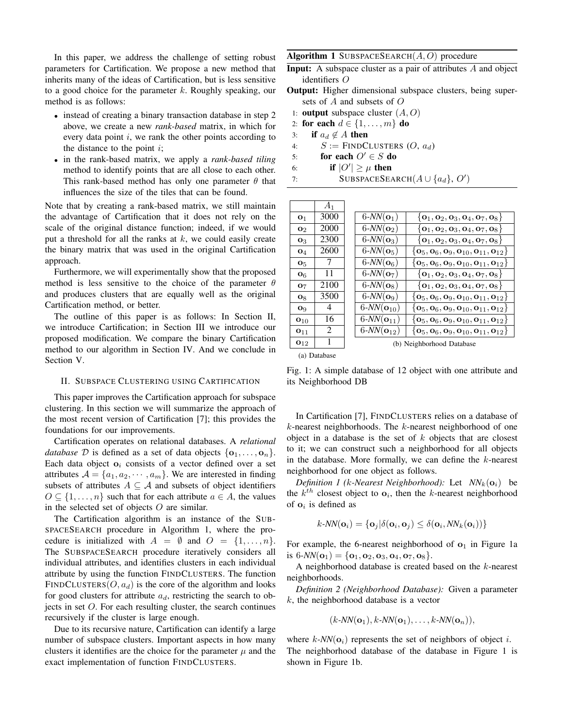In this paper, we address the challenge of setting robust parameters for Cartification. We propose a new method that inherits many of the ideas of Cartification, but is less sensitive to a good choice for the parameter $k$. Roughly speaking, our method is as follows:

- instead of creating a binary transaction database in step 2 above, we create a new *rank-based* matrix, in which for every data point $i$, we rank the other points according to the distance to the point $i$;
- in the rank-based matrix, we apply a *rank-based tiling* method to identify points that are all close to each other. This rank-based method has only one parameter $\theta$ that influences the size of the tiles that can be found.

Note that by creating a rank-based matrix, we still maintain the advantage of Cartification that it does not rely on the scale of the original distance function; indeed, if we would put a threshold for all the ranks at $k$, we could easily create the binary matrix that was used in the original Cartification approach.

Furthermore, we will experimentally show that the proposed method is less sensitive to the choice of the parameter $\theta$ and produces clusters that are equally well as the original Cartification method, or better.

The outline of this paper is as follows: In Section II, we introduce Cartification; in Section III we introduce our proposed modification. We compare the binary Cartification method to our algorithm in Section IV. And we conclude in Section V.

## II. Subspace Clustering using Cartification

This paper improves the Cartification approach for subspace clustering. In this section we will summarize the approach of the most recent version of Cartification [7]; this provides the foundations for our improvements.

Cartification operates on relational databases. A *relational database* $\mathcal{D}$ is defined as a set of data objects $\{\mathbf{o}_1, \ldots, \mathbf{o}_n\}$. Each data object $\mathbf{o}_i$ consists of a vector defined over a set attributes $\mathcal{A} = \{a_1, a_2, \cdots, a_m\}$. We are interested in finding subsets of attributes $A \subseteq \mathcal{A}$ and subsets of object identifiers $O \subseteq \{1, \ldots, n\}$ such that for each attribute $a \in A$, the values in the selected set of objects $O$ are similar.

The Cartification algorithm is an instance of the SubspaceSearch procedure in Algorithm 1, where the procedure is initialized with $A = \emptyset$ and $O = \{1, \ldots, n\}$. The SubspaceSearch procedure iteratively considers all individual attributes, and identifies clusters in each individual attribute by using the function FindClusters. The function FindClusters$(O, a_d)$ is the core of the algorithm and looks for good clusters for attribute $a_d$, restricting the search to objects in set $O$. For each resulting cluster, the search continues recursively if the cluster is large enough.

Due to its recursive nature, Cartification can identify a large number of subspace clusters. Important aspects in how many clusters it identifies are the choice for the parameter $\mu$ and the exact implementation of function FindClusters.

**Algorithm 1** SubspaceSearch$(A, O)$ procedure

**Input:** A subspace cluster as a pair of attributes $A$ and object identifiers $O$

**Output:** Higher dimensional subspace clusters, being supersets of $A$ and subsets of $O$

```
1: output subspace cluster (A, O)
2: for each d ∈ {1, ..., m} do
3:    if a_d ∉ A then
4:       S := FindClusters (O, a_d)
5:       for each O' ∈ S do
6:          if |O'| ≥ μ then
7:             SubspaceSearch(A ∪ {a_d}, O')
```

| | $A_1$ |
|---|---|
| $\mathbf{o}_1$ | 3000 |
| $\mathbf{o}_2$ | 2000 |
| $\mathbf{o}_3$ | 2300 |
| $\mathbf{o}_4$ | 2600 |
| $\mathbf{o}_5$ | 7 |
| $\mathbf{o}_6$ | 11 |
| $\mathbf{o}_7$ | 2100 |
| $\mathbf{o}_8$ | 3500 |
| $\mathbf{o}_9$ | 4 |
| $\mathbf{o}_{10}$ | 16 |
| $\mathbf{o}_{11}$ | 2 |
| $\mathbf{o}_{12}$ | 1 |

(a) Database

| | |
|---|---|
| 6-*NN*$(\mathbf{o}_1)$ | $\{\mathbf{o}_1, \mathbf{o}_2, \mathbf{o}_3, \mathbf{o}_4, \mathbf{o}_7, \mathbf{o}_8\}$ |
| 6-*NN*$(\mathbf{o}_2)$ | $\{\mathbf{o}_1, \mathbf{o}_2, \mathbf{o}_3, \mathbf{o}_4, \mathbf{o}_7, \mathbf{o}_8\}$ |
| 6-*NN*$(\mathbf{o}_3)$ | $\{\mathbf{o}_1, \mathbf{o}_2, \mathbf{o}_3, \mathbf{o}_4, \mathbf{o}_7, \mathbf{o}_8\}$ |
| 6-*NN*$(\mathbf{o}_5)$ | $\{\mathbf{o}_5, \mathbf{o}_6, \mathbf{o}_9, \mathbf{o}_{10}, \mathbf{o}_{11}, \mathbf{o}_{12}\}$ |
| 6-*NN*$(\mathbf{o}_6)$ | $\{\mathbf{o}_5, \mathbf{o}_6, \mathbf{o}_9, \mathbf{o}_{10}, \mathbf{o}_{11}, \mathbf{o}_{12}\}$ |
| 6-*NN*$(\mathbf{o}_7)$ | $\{\mathbf{o}_1, \mathbf{o}_2, \mathbf{o}_3, \mathbf{o}_4, \mathbf{o}_7, \mathbf{o}_8\}$ |
| 6-*NN*$(\mathbf{o}_8)$ | $\{\mathbf{o}_1, \mathbf{o}_2, \mathbf{o}_3, \mathbf{o}_4, \mathbf{o}_7, \mathbf{o}_8\}$ |
| 6-*NN*$(\mathbf{o}_9)$ | $\{\mathbf{o}_5, \mathbf{o}_6, \mathbf{o}_9, \mathbf{o}_{10}, \mathbf{o}_{11}, \mathbf{o}_{12}\}$ |
| 6-*NN*$(\mathbf{o}_{10})$ | $\{\mathbf{o}_5, \mathbf{o}_6, \mathbf{o}_9, \mathbf{o}_{10}, \mathbf{o}_{11}, \mathbf{o}_{12}\}$ |
| 6-*NN*$(\mathbf{o}_{11})$ | $\{\mathbf{o}_5, \mathbf{o}_6, \mathbf{o}_9, \mathbf{o}_{10}, \mathbf{o}_{11}, \mathbf{o}_{12}\}$ |
| 6-*NN*$(\mathbf{o}_{12})$ | $\{\mathbf{o}_5, \mathbf{o}_6, \mathbf{o}_9, \mathbf{o}_{10}, \mathbf{o}_{11}, \mathbf{o}_{12}\}$ |

(b) Neighborhood Database

Fig. 1: A simple database of 12 object with one attribute and its Neighborhood DB

In Cartification [7], FindClusters relies on a database of $k$-nearest neighborhoods. The $k$-nearest neighborhood of one object in a database is the set of $k$ objects that are closest to it; we can construct such a neighborhood for all objects in the database. More formally, we can define the $k$-nearest neighborhood for one object as follows.

*Definition 1 ($k$-Nearest Neighborhood):* Let $NN_k(\mathbf{o}_i)$ be the $k^{th}$ closest object to $\mathbf{o}_i$, then the $k$-nearest neighborhood of $\mathbf{o}_i$ is defined as

$$k\text{-}NN(\mathbf{o}_i) = \{\mathbf{o}_j | \delta(\mathbf{o}_i, \mathbf{o}_j) \leq \delta(\mathbf{o}_i, NN_k(\mathbf{o}_i))\}$$

For example, the 6-nearest neighborhood of $\mathbf{o}_1$ in Figure 1a is 6-*NN*$(\mathbf{o}_1) = \{\mathbf{o}_1, \mathbf{o}_2, \mathbf{o}_3, \mathbf{o}_4, \mathbf{o}_7, \mathbf{o}_8\}$.

A neighborhood database is created based on the $k$-nearest neighborhoods.

*Definition 2 (Neighborhood Database):* Given a parameter $k$, the neighborhood database is a vector

$$(k\text{-}NN(\mathbf{o}_1), k\text{-}NN(\mathbf{o}_1), \ldots, k\text{-}NN(\mathbf{o}_n)),$$

where $k$-*NN*$(\mathbf{o}_i)$ represents the set of neighbors of object $i$. The neighborhood database of the database in Figure 1 is shown in Figure 1b.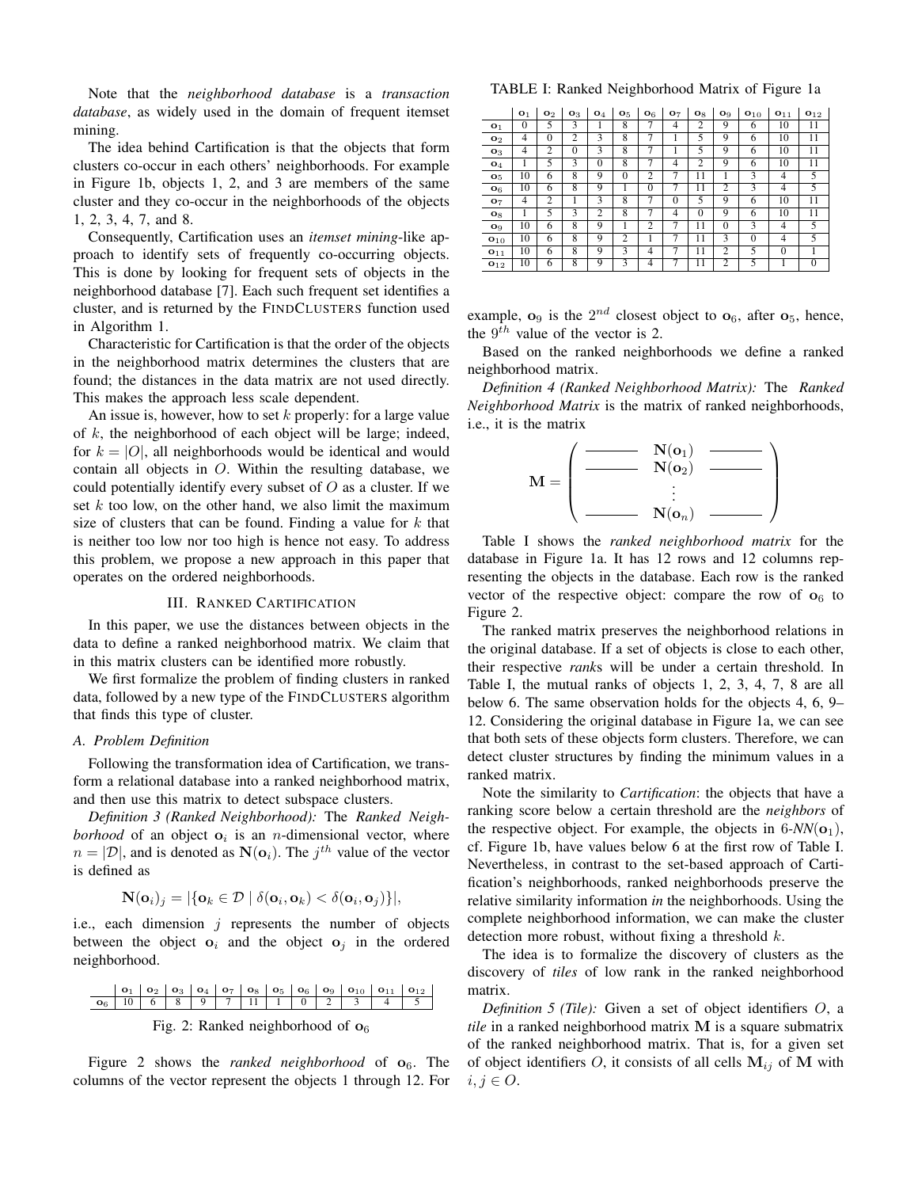Note that the *neighborhood database* is a *transaction database*, as widely used in the domain of frequent itemset mining.

The idea behind Cartification is that the objects that form clusters co-occur in each others' neighborhoods. For example in Figure 1b, objects 1, 2, and 3 are members of the same cluster and they co-occur in the neighborhoods of the objects 1, 2, 3, 4, 7, and 8.

Consequently, Cartification uses an *itemset mining*-like approach to identify sets of frequently co-occurring objects. This is done by looking for frequent sets of objects in the neighborhood database [7]. Each such frequent set identifies a cluster, and is returned by the FINDCLUSTERS function used in Algorithm 1.

Characteristic for Cartification is that the order of the objects in the neighborhood matrix determines the clusters that are found; the distances in the data matrix are not used directly. This makes the approach less scale dependent.

An issue is, however, how to set $k$ properly: for a large value of $k$, the neighborhood of each object will be large; indeed, for $k = |O|$, all neighborhoods would be identical and would contain all objects in $O$. Within the resulting database, we could potentially identify every subset of $O$ as a cluster. If we set $k$ too low, on the other hand, we also limit the maximum size of clusters that can be found. Finding a value for $k$ that is neither too low nor too high is hence not easy. To address this problem, we propose a new approach in this paper that operates on the ordered neighborhoods.

## III. RANKED CARTIFICATION

In this paper, we use the distances between objects in the data to define a ranked neighborhood matrix. We claim that in this matrix clusters can be identified more robustly.

We first formalize the problem of finding clusters in ranked data, followed by a new type of the FINDCLUSTERS algorithm that finds this type of cluster.

### A. Problem Definition

Following the transformation idea of Cartification, we transform a relational database into a ranked neighborhood matrix, and then use this matrix to detect subspace clusters.

*Definition 3 (Ranked Neighborhood):* The *Ranked Neighborhood* of an object $\mathbf{o}_i$ is an $n$-dimensional vector, where $n = |\mathcal{D}|$, and is denoted as $\mathbf{N}(\mathbf{o}_i)$. The $j^{th}$ value of the vector is defined as

$$\mathbf{N}(\mathbf{o}_i)_j = |\{\mathbf{o}_k \in \mathcal{D} \mid \delta(\mathbf{o}_i, \mathbf{o}_k) < \delta(\mathbf{o}_i, \mathbf{o}_j)\}|,$$

i.e., each dimension $j$ represents the number of objects between the object $\mathbf{o}_i$ and the object $\mathbf{o}_j$ in the ordered neighborhood.

| | $\mathbf{o}_1$ | $\mathbf{o}_2$ | $\mathbf{o}_3$ | $\mathbf{o}_4$ | $\mathbf{o}_7$ | $\mathbf{o}_8$ | $\mathbf{o}_5$ | $\mathbf{o}_6$ | $\mathbf{o}_9$ | $\mathbf{o}_{10}$ | $\mathbf{o}_{11}$ | $\mathbf{o}_{12}$ |
|---|---|---|---|---|---|---|---|---|---|---|---|---|
| $\mathbf{o}_6$ | 10 | 6 | 8 | 9 | 7 | 11 | 1 | 0 | 2 | 3 | 4 | 5 |

Fig. 2: Ranked neighborhood of $\mathbf{o}_6$

Figure 2 shows the *ranked neighborhood* of $\mathbf{o}_6$. The columns of the vector represent the objects 1 through 12. For example, $\mathbf{o}_9$ is the $2^{nd}$ closest object to $\mathbf{o}_6$, after $\mathbf{o}_5$, hence, the $9^{th}$ value of the vector is 2.

TABLE I: Ranked Neighborhood Matrix of Figure 1a

| | $\mathbf{o}_1$ | $\mathbf{o}_2$ | $\mathbf{o}_3$ | $\mathbf{o}_4$ | $\mathbf{o}_5$ | $\mathbf{o}_6$ | $\mathbf{o}_7$ | $\mathbf{o}_8$ | $\mathbf{o}_9$ | $\mathbf{o}_{10}$ | $\mathbf{o}_{11}$ | $\mathbf{o}_{12}$ |
|---|---|---|---|---|---|---|---|---|---|---|---|---|
| $\mathbf{o}_1$ | 0 | 5 | 3 | 1 | 8 | 7 | 4 | 2 | 9 | 6 | 10 | 11 |
| $\mathbf{o}_2$ | 4 | 0 | 2 | 3 | 8 | 7 | 1 | 5 | 9 | 6 | 10 | 11 |
| $\mathbf{o}_3$ | 4 | 2 | 0 | 3 | 8 | 7 | 1 | 5 | 9 | 6 | 10 | 11 |
| $\mathbf{o}_4$ | 1 | 5 | 3 | 0 | 8 | 7 | 4 | 2 | 9 | 6 | 10 | 11 |
| $\mathbf{o}_5$ | 10 | 6 | 8 | 9 | 0 | 2 | 7 | 11 | 1 | 3 | 4 | 5 |
| $\mathbf{o}_6$ | 10 | 6 | 8 | 9 | 1 | 0 | 7 | 11 | 2 | 3 | 4 | 5 |
| $\mathbf{o}_7$ | 4 | 2 | 1 | 3 | 8 | 7 | 0 | 5 | 9 | 6 | 10 | 11 |
| $\mathbf{o}_8$ | 1 | 5 | 3 | 2 | 8 | 7 | 4 | 0 | 9 | 6 | 10 | 11 |
| $\mathbf{o}_9$ | 10 | 6 | 8 | 9 | 1 | 2 | 7 | 11 | 0 | 3 | 4 | 5 |
| $\mathbf{o}_{10}$ | 10 | 6 | 8 | 9 | 2 | 1 | 7 | 11 | 3 | 0 | 4 | 5 |
| $\mathbf{o}_{11}$ | 10 | 6 | 8 | 9 | 3 | 4 | 7 | 11 | 2 | 5 | 0 | 1 |
| $\mathbf{o}_{12}$ | 10 | 6 | 8 | 9 | 3 | 4 | 7 | 11 | 2 | 5 | 1 | 0 |

Based on the ranked neighborhoods we define a ranked neighborhood matrix.

*Definition 4 (Ranked Neighborhood Matrix):* The *Ranked Neighborhood Matrix* is the matrix of ranked neighborhoods, i.e., it is the matrix

$$\mathbf{M} = \begin{pmatrix} \text{———} & \mathbf{N}(\mathbf{o}_1) & \text{———} \\ \text{———} & \mathbf{N}(\mathbf{o}_2) & \text{———} \\ & \vdots & \\ \text{———} & \mathbf{N}(\mathbf{o}_n) & \text{———} \end{pmatrix}$$

Table I shows the *ranked neighborhood matrix* for the database in Figure 1a. It has 12 rows and 12 columns representing the objects in the database. Each row is the ranked vector of the respective object: compare the row of $\mathbf{o}_6$ to Figure 2.

The ranked matrix preserves the neighborhood relations in the original database. If a set of objects is close to each other, their respective *rank*s will be under a certain threshold. In Table I, the mutual ranks of objects 1, 2, 3, 4, 7, 8 are all below 6. The same observation holds for the objects 4, 6, 9–12. Considering the original database in Figure 1a, we can see that both sets of these objects form clusters. Therefore, we can detect cluster structures by finding the minimum values in a ranked matrix.

Note the similarity to *Cartification*: the objects that have a ranking score below a certain threshold are the *neighbors* of the respective object. For example, the objects in 6-*NN*($\mathbf{o}_1$), cf. Figure 1b, have values below 6 at the first row of Table I. Nevertheless, in contrast to the set-based approach of Cartification's neighborhoods, ranked neighborhoods preserve the relative similarity information *in* the neighborhoods. Using the complete neighborhood information, we can make the cluster detection more robust, without fixing a threshold $k$.

The idea is to formalize the discovery of clusters as the discovery of *tiles* of low rank in the ranked neighborhood matrix.

*Definition 5 (Tile):* Given a set of object identifiers $O$, a *tile* in a ranked neighborhood matrix $\mathbf{M}$ is a square submatrix of the ranked neighborhood matrix. That is, for a given set of object identifiers $O$, it consists of all cells $\mathbf{M}_{ij}$ of $\mathbf{M}$ with $i, j \in O$.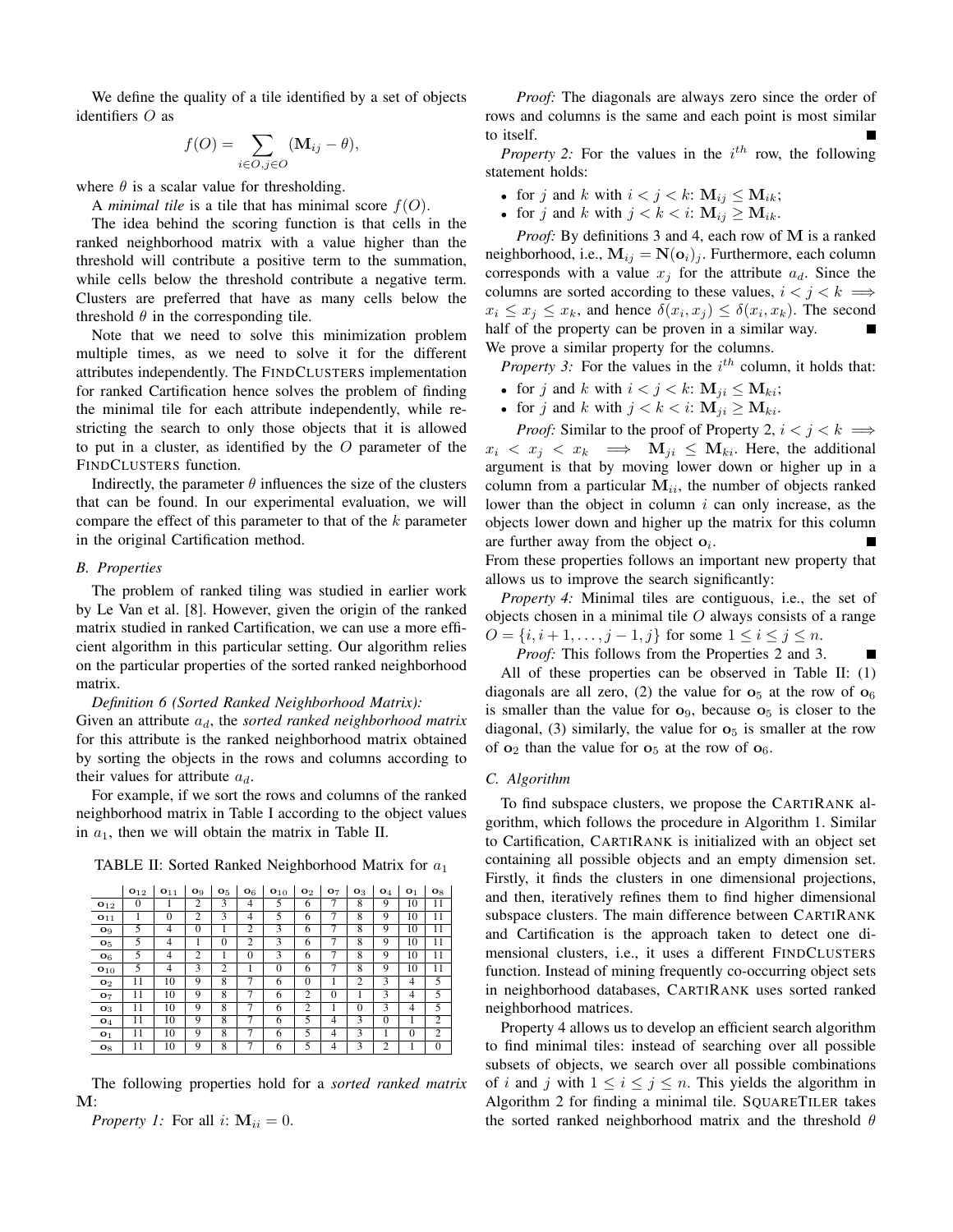We define the quality of a tile identified by a set of objects identifiers $O$ as

$$f(O) = \sum_{i \in O, j \in O} (\mathbf{M}_{ij} - \theta),$$

where $\theta$ is a scalar value for thresholding.

A *minimal tile* is a tile that has minimal score $f(O)$.

The idea behind the scoring function is that cells in the ranked neighborhood matrix with a value higher than the threshold will contribute a positive term to the summation, while cells below the threshold contribute a negative term. Clusters are preferred that have as many cells below the threshold $\theta$ in the corresponding tile.

Note that we need to solve this minimization problem multiple times, as we need to solve it for the different attributes independently. The FINDCLUSTERS implementation for ranked Cartification hence solves the problem of finding the minimal tile for each attribute independently, while restricting the search to only those objects that it is allowed to put in a cluster, as identified by the $O$ parameter of the FINDCLUSTERS function.

Indirectly, the parameter $\theta$ influences the size of the clusters that can be found. In our experimental evaluation, we will compare the effect of this parameter to that of the $k$ parameter in the original Cartification method.

### B. Properties

The problem of ranked tiling was studied in earlier work by Le Van et al. [8]. However, given the origin of the ranked matrix studied in ranked Cartification, we can use a more efficient algorithm in this particular setting. Our algorithm relies on the particular properties of the sorted ranked neighborhood matrix.

*Definition 6 (Sorted Ranked Neighborhood Matrix):* Given an attribute $a_d$, the *sorted ranked neighborhood matrix* for this attribute is the ranked neighborhood matrix obtained by sorting the objects in the rows and columns according to their values for attribute $a_d$.

For example, if we sort the rows and columns of the ranked neighborhood matrix in Table I according to the object values in $a_1$, then we will obtain the matrix in Table II.

TABLE II: Sorted Ranked Neighborhood Matrix for $a_1$

| | $\mathbf{o}_{12}$ | $\mathbf{o}_{11}$ | $\mathbf{o}_9$ | $\mathbf{o}_5$ | $\mathbf{o}_6$ | $\mathbf{o}_{10}$ | $\mathbf{o}_2$ | $\mathbf{o}_7$ | $\mathbf{o}_3$ | $\mathbf{o}_4$ | $\mathbf{o}_1$ | $\mathbf{o}_8$ |
|---|---|---|---|---|---|---|---|---|---|---|---|---|
| $\mathbf{o}_{12}$ | 0 | 1 | 2 | 3 | 4 | 5 | 6 | 7 | 8 | 9 | 10 | 11 |
| $\mathbf{o}_{11}$ | 1 | 0 | 2 | 3 | 4 | 5 | 6 | 7 | 8 | 9 | 10 | 11 |
| $\mathbf{o}_9$ | 5 | 4 | 0 | 1 | 2 | 3 | 6 | 7 | 8 | 9 | 10 | 11 |
| $\mathbf{o}_5$ | 5 | 4 | 1 | 0 | 2 | 3 | 6 | 7 | 8 | 9 | 10 | 11 |
| $\mathbf{o}_6$ | 5 | 4 | 2 | 1 | 0 | 3 | 6 | 7 | 8 | 9 | 10 | 11 |
| $\mathbf{o}_{10}$ | 5 | 4 | 3 | 2 | 1 | 0 | 6 | 7 | 8 | 9 | 10 | 11 |
| $\mathbf{o}_2$ | 11 | 10 | 9 | 8 | 7 | 6 | 0 | 1 | 2 | 3 | 4 | 5 |
| $\mathbf{o}_7$ | 11 | 10 | 9 | 8 | 7 | 6 | 2 | 0 | 1 | 3 | 4 | 5 |
| $\mathbf{o}_3$ | 11 | 10 | 9 | 8 | 7 | 6 | 2 | 1 | 0 | 3 | 4 | 5 |
| $\mathbf{o}_4$ | 11 | 10 | 9 | 8 | 7 | 6 | 5 | 4 | 3 | 0 | 1 | 2 |
| $\mathbf{o}_1$ | 11 | 10 | 9 | 8 | 7 | 6 | 5 | 4 | 3 | 1 | 0 | 2 |
| $\mathbf{o}_8$ | 11 | 10 | 9 | 8 | 7 | 6 | 5 | 4 | 3 | 2 | 1 | 0 |

The following properties hold for a *sorted ranked matrix* $\mathbf{M}$:

*Property 1:* For all $i$: $\mathbf{M}_{ii} = 0$.

*Proof:* The diagonals are always zero since the order of rows and columns is the same and each point is most similar to itself. ∎

*Property 2:* For the values in the $i^{th}$ row, the following statement holds:

- for $j$ and $k$ with $i < j < k$: $\mathbf{M}_{ij} \leq \mathbf{M}_{ik}$;
- for $j$ and $k$ with $j < k < i$: $\mathbf{M}_{ij} \geq \mathbf{M}_{ik}$.

*Proof:* By definitions 3 and 4, each row of $\mathbf{M}$ is a ranked neighborhood, i.e., $\mathbf{M}_{ij} = \mathbf{N}(\mathbf{o}_i)_j$. Furthermore, each column corresponds with a value $x_j$ for the attribute $a_d$. Since the columns are sorted according to these values, $i < j < k \implies x_i \leq x_j \leq x_k$, and hence $\delta(x_i, x_j) \leq \delta(x_i, x_k)$. The second half of the property can be proven in a similar way. ∎

We prove a similar property for the columns.

*Property 3:* For the values in the $i^{th}$ column, it holds that:

- for $j$ and $k$ with $i < j < k$: $\mathbf{M}_{ji} \leq \mathbf{M}_{ki}$;
- for $j$ and $k$ with $j < k < i$: $\mathbf{M}_{ji} \geq \mathbf{M}_{ki}$.

*Proof:* Similar to the proof of Property 2, $i < j < k \implies x_i < x_j < x_k \implies \mathbf{M}_{ji} \leq \mathbf{M}_{ki}$. Here, the additional argument is that by moving lower down or higher up in a column from a particular $\mathbf{M}_{ii}$, the number of objects ranked lower than the object in column $i$ can only increase, as the objects lower down and higher up the matrix for this column are further away from the object $\mathbf{o}_i$. ∎

From these properties follows an important new property that allows us to improve the search significantly:

*Property 4:* Minimal tiles are contiguous, i.e., the set of objects chosen in a minimal tile $O$ always consists of a range $O = \{i, i+1, \ldots, j-1, j\}$ for some $1 \leq i \leq j \leq n$.

*Proof:* This follows from the Properties 2 and 3. ∎

All of these properties can be observed in Table II: (1) diagonals are all zero, (2) the value for $\mathbf{o}_5$ at the row of $\mathbf{o}_6$ is smaller than the value for $\mathbf{o}_9$, because $\mathbf{o}_5$ is closer to the diagonal, (3) similarly, the value for $\mathbf{o}_5$ is smaller at the row of $\mathbf{o}_2$ than the value for $\mathbf{o}_5$ at the row of $\mathbf{o}_6$.

### C. Algorithm

To find subspace clusters, we propose the CARTIRANK algorithm, which follows the procedure in Algorithm 1. Similar to Cartification, CARTIRANK is initialized with an object set containing all possible objects and an empty dimension set. Firstly, it finds the clusters in one dimensional projections, and then, iteratively refines them to find higher dimensional subspace clusters. The main difference between CARTIRANK and Cartification is the approach taken to detect one dimensional clusters, i.e., it uses a different FINDCLUSTERS function. Instead of mining frequently co-occurring object sets in neighborhood databases, CARTIRANK uses sorted ranked neighborhood matrices.

Property 4 allows us to develop an efficient search algorithm to find minimal tiles: instead of searching over all possible subsets of objects, we search over all possible combinations of $i$ and $j$ with $1 \leq i \leq j \leq n$. This yields the algorithm in Algorithm 2 for finding a minimal tile. SQUARETILER takes the sorted ranked neighborhood matrix and the threshold $\theta$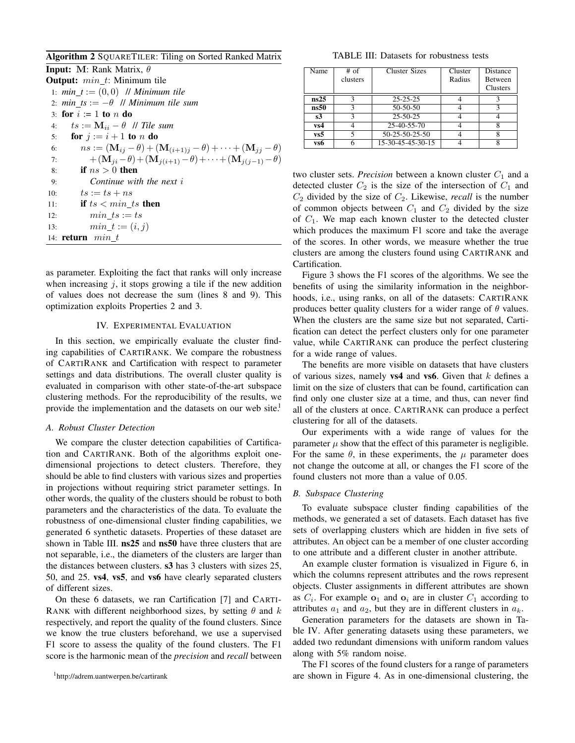**Algorithm 2** SQUARETILER: Tiling on Sorted Ranked Matrix

**Input:** $\mathbf{M}$: Rank Matrix, $\theta$
**Output:** $min\_t$: Minimum tile

```
1:  min_t := (0, 0)  // Minimum tile
2:  min_ts := −θ  // Minimum tile sum
3:  for i := 1 to n do
4:      ts := M_ii − θ  // Tile sum
5:      for j := i + 1 to n do
6:          ns := (M_ij − θ) + (M_(i+1)j − θ) + ··· + (M_jj − θ)
7:                + (M_ji − θ) + (M_j(i+1) − θ) + ··· + (M_j(j−1) − θ)
8:          if ns > 0 then
9:              Continue with the next i
10:         ts := ts + ns
11:         if ts < min_ts then
12:             min_ts := ts
13:             min_t := (i, j)
14: return min_t
```

as parameter. Exploiting the fact that ranks will only increase when increasing $j$, it stops growing a tile if the new addition of values does not decrease the sum (lines 8 and 9). This optimization exploits Properties 2 and 3.

## IV. Experimental Evaluation

In this section, we empirically evaluate the cluster finding capabilities of CARTIRANK. We compare the robustness of CARTIRANK and Cartification with respect to parameter settings and data distributions. The overall cluster quality is evaluated in comparison with other state-of-the-art subspace clustering methods. For the reproducibility of the results, we provide the implementation and the datasets on our web site.[1]

### A. Robust Cluster Detection

We compare the cluster detection capabilities of Cartification and CARTIRANK. Both of the algorithms exploit one-dimensional projections to detect clusters. Therefore, they should be able to find clusters with various sizes and properties in projections without requiring strict parameter settings. In other words, the quality of the clusters should be robust to both parameters and the characteristics of the data. To evaluate the robustness of one-dimensional cluster finding capabilities, we generated 6 synthetic datasets. Properties of these dataset are shown in Table III. **ns25** and **ns50** have three clusters that are not separable, i.e., the diameters of the clusters are larger than the distances between clusters. **s3** has 3 clusters with sizes 25, 50, and 25. **vs4**, **vs5**, and **vs6** have clearly separated clusters of different sizes.

On these 6 datasets, we ran Cartification [7] and CARTIRANK with different neighborhood sizes, by setting $\theta$ and $k$ respectively, and report the quality of the found clusters. Since we know the true clusters beforehand, we use a supervised F1 score to assess the quality of the found clusters. The F1 score is the harmonic mean of the *precision* and *recall* between

[1] http://adrem.uantwerpen.be/cartirank

TABLE III: Datasets for robustness tests

| Name | # of clusters | Cluster Sizes | Cluster Radius | Distance Between Clusters |
|---|---|---|---|---|
| **ns25** | 3 | 25-25-25 | 4 | 3 |
| **ns50** | 3 | 50-50-50 | 4 | 3 |
| **s3** | 3 | 25-50-25 | 4 | 4 |
| **vs4** | 4 | 25-40-55-70 | 4 | 8 |
| **vs5** | 5 | 50-25-50-25-50 | 4 | 8 |
| **vs6** | 6 | 15-30-45-45-30-15 | 4 | 8 |

two cluster sets. *Precision* between a known cluster $C_1$ and a detected cluster $C_2$ is the size of the intersection of $C_1$ and $C_2$ divided by the size of $C_2$. Likewise, *recall* is the number of common objects between $C_1$ and $C_2$ divided by the size of $C_1$. We map each known cluster to the detected cluster which produces the maximum F1 score and take the average of the scores. In other words, we measure whether the true clusters are among the clusters found using CARTIRANK and Cartification.

Figure 3 shows the F1 scores of the algorithms. We see the benefits of using the similarity information in the neighborhoods, i.e., using ranks, on all of the datasets: CARTIRANK produces better quality clusters for a wider range of $\theta$ values. When the clusters are the same size but not separated, Cartification can detect the perfect clusters only for one parameter value, while CARTIRANK can produce the perfect clustering for a wide range of values.

The benefits are more visible on datasets that have clusters of various sizes, namely **vs4** and **vs6**. Given that $k$ defines a limit on the size of clusters that can be found, cartification can find only one cluster size at a time, and thus, can never find all of the clusters at once. CARTIRANK can produce a perfect clustering for all of the datasets.

Our experiments with a wide range of values for the parameter $\mu$ show that the effect of this parameter is negligible. For the same $\theta$, in these experiments, the $\mu$ parameter does not change the outcome at all, or changes the F1 score of the found clusters not more than a value of 0.05.

### B. Subspace Clustering

To evaluate subspace cluster finding capabilities of the methods, we generated a set of datasets. Each dataset has five sets of overlapping clusters which are hidden in five sets of attributes. An object can be a member of one cluster according to one attribute and a different cluster in another attribute.

An example cluster formation is visualized in Figure 6, in which the columns represent attributes and the rows represent objects. Cluster assignments in different attributes are shown as $C_i$. For example $\mathbf{o}_1$ and $\mathbf{o}_i$ are in cluster $C_1$ according to attributes $a_1$ and $a_2$, but they are in different clusters in $a_k$.

Generation parameters for the datasets are shown in Table IV. After generating datasets using these parameters, we added two redundant dimensions with uniform random values along with 5% random noise.

The F1 scores of the found clusters for a range of parameters are shown in Figure 4. As in one-dimensional clustering, the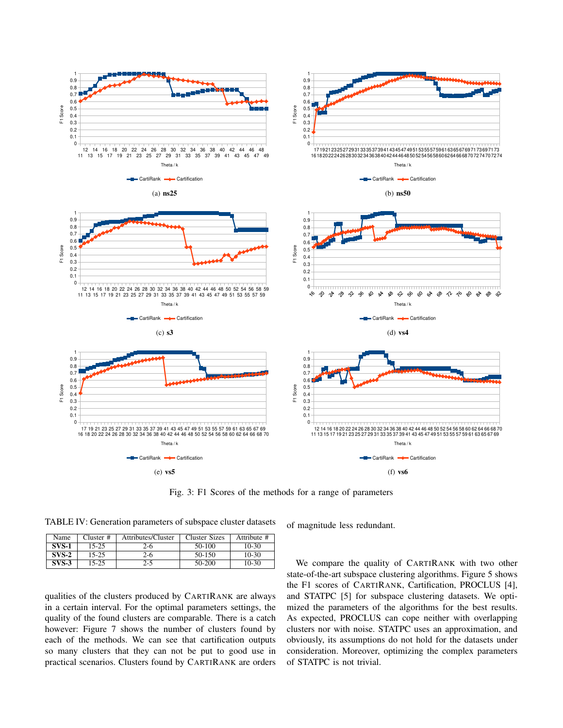Fig. 3: F1 Scores of the methods for a range of parameters

TABLE IV: Generation parameters of subspace cluster datasets

| Name | Cluster # | Attributes/Cluster | Cluster Sizes | Attribute # |
|---|---|---|---|---|
| **SVS-1** | 15-25 | 2-6 | 50-100 | 10-30 |
| **SVS-2** | 15-25 | 2-6 | 50-150 | 10-30 |
| **SVS-3** | 15-25 | 2-5 | 50-200 | 10-30 |

qualities of the clusters produced by CARTIRANK are always in a certain interval. For the optimal parameters settings, the quality of the found clusters are comparable. There is a catch however: Figure 7 shows the number of clusters found by each of the methods. We can see that certification outputs so many clusters that they can not be put to good use in practical scenarios. Clusters found by CARTIRANK are orders of magnitude less redundant.

We compare the quality of CARTIRANK with two other state-of-the-art subspace clustering algorithms. Figure 5 shows the F1 scores of CARTIRANK, Certification, PROCLUS [4], and STATPC [5] for subspace clustering datasets. We optimized the parameters of the algorithms for the best results. As expected, PROCLUS can cope neither with overlapping clusters nor with noise. STATPC uses an approximation, and obviously, its assumptions do not hold for the datasets under consideration. Moreover, optimizing the complex parameters of STATPC is not trivial.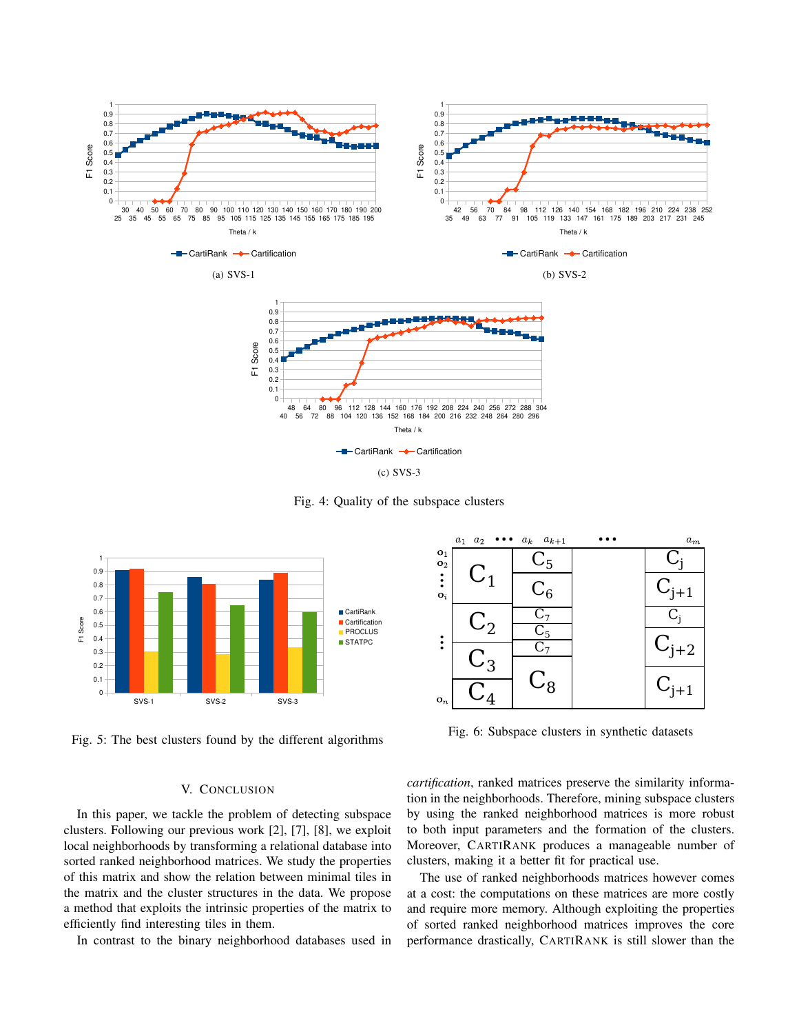Fig. 4: Quality of the subspace clusters

Fig. 5: The best clusters found by the different algorithms

Fig. 6: Subspace clusters in synthetic datasets

## V. CONCLUSION

In this paper, we tackle the problem of detecting subspace clusters. Following our previous work [2], [7], [8], we exploit local neighborhoods by transforming a relational database into sorted ranked neighborhood matrices. We study the properties of this matrix and show the relation between minimal tiles in the matrix and the cluster structures in the data. We propose a method that exploits the intrinsic properties of the matrix to efficiently find interesting tiles in them.

In contrast to the binary neighborhood databases used in *cartification*, ranked matrices preserve the similarity information in the neighborhoods. Therefore, mining subspace clusters by using the ranked neighborhood matrices is more robust to both input parameters and the formation of the clusters. Moreover, CARTIRANK produces a manageable number of clusters, making it a better fit for practical use.

The use of ranked neighborhoods matrices however comes at a cost: the computations on these matrices are more costly and require more memory. Although exploiting the properties of sorted ranked neighborhood matrices improves the core performance drastically, CARTIRANK is still slower than the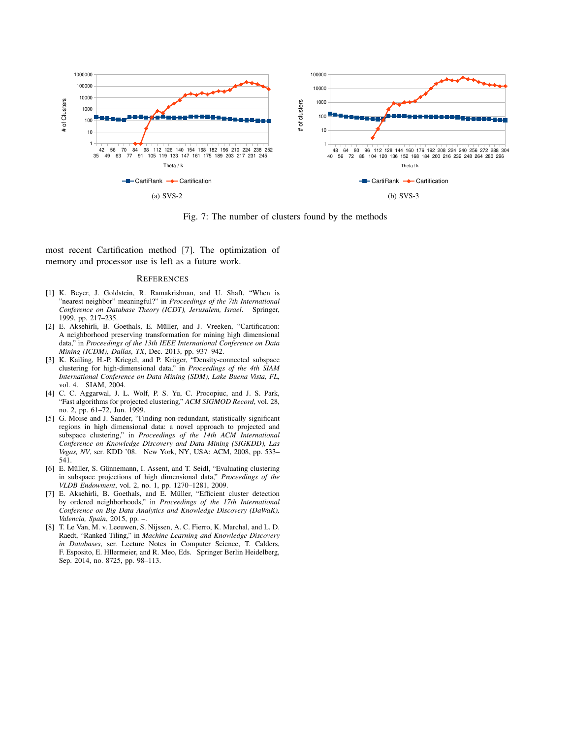1000000
100000
10000
1000
100
10
1

# of Clusters

42 56 70 84 98 112 126 140 154 168 182 196 210 224 238 252
35 49 63 77 91 105 119 133 147 161 175 189 203 217 231 245

Theta / k

CartiRank Cartification

(a) SVS-2

100000
10000
1000
100
10
1

# of clusters

48 64 80 96 112 128 144 160 176 192 208 224 240 256 272 288 304
40 56 72 88 104 120 136 152 168 184 200 216 232 248 264 280 296

Theta / k

CartiRank Cartification

(b) SVS-3

Fig. 7: The number of clusters found by the methods

most recent Cartification method [7]. The optimization of memory and processor use is left as a future work.

## References

[1] K. Beyer, J. Goldstein, R. Ramakrishnan, and U. Shaft, "When is "nearest neighbor" meaningful?" in *Proceedings of the 7th International Conference on Database Theory (ICDT), Jerusalem, Israel*. Springer, 1999, pp. 217–235.

[2] E. Aksehirli, B. Goethals, E. Müller, and J. Vreeken, "Cartification: A neighborhood preserving transformation for mining high dimensional data," in *Proceedings of the 13th IEEE International Conference on Data Mining (ICDM), Dallas, TX*, Dec. 2013, pp. 937–942.

[3] K. Kailing, H.-P. Kriegel, and P. Kröger, "Density-connected subspace clustering for high-dimensional data," in *Proceedings of the 4th SIAM International Conference on Data Mining (SDM), Lake Buena Vista, FL*, vol. 4. SIAM, 2004.

[4] C. C. Aggarwal, J. L. Wolf, P. S. Yu, C. Procopiuc, and J. S. Park, "Fast algorithms for projected clustering," *ACM SIGMOD Record*, vol. 28, no. 2, pp. 61–72, Jun. 1999.

[5] G. Moise and J. Sander, "Finding non-redundant, statistically significant regions in high dimensional data: a novel approach to projected and subspace clustering," in *Proceedings of the 14th ACM International Conference on Knowledge Discovery and Data Mining (SIGKDD), Las Vegas, NV*, ser. KDD '08. New York, NY, USA: ACM, 2008, pp. 533–541.

[6] E. Müller, S. Günnemann, I. Assent, and T. Seidl, "Evaluating clustering in subspace projections of high dimensional data," *Proceedings of the VLDB Endowment*, vol. 2, no. 1, pp. 1270–1281, 2009.

[7] E. Aksehirli, B. Goethals, and E. Müller, "Efficient cluster detection by ordered neighborhoods," in *Proceedings of the 17th International Conference on Big Data Analytics and Knowledge Discovery (DaWaK), Valencia, Spain*, 2015, pp. –.

[8] T. Le Van, M. v. Leeuwen, S. Nijssen, A. C. Fierro, K. Marchal, and L. D. Raedt, "Ranked Tiling," in *Machine Learning and Knowledge Discovery in Databases*, ser. Lecture Notes in Computer Science, T. Calders, F. Esposito, E. Hllermeier, and R. Meo, Eds. Springer Berlin Heidelberg, Sep. 2014, no. 8725, pp. 98–113.